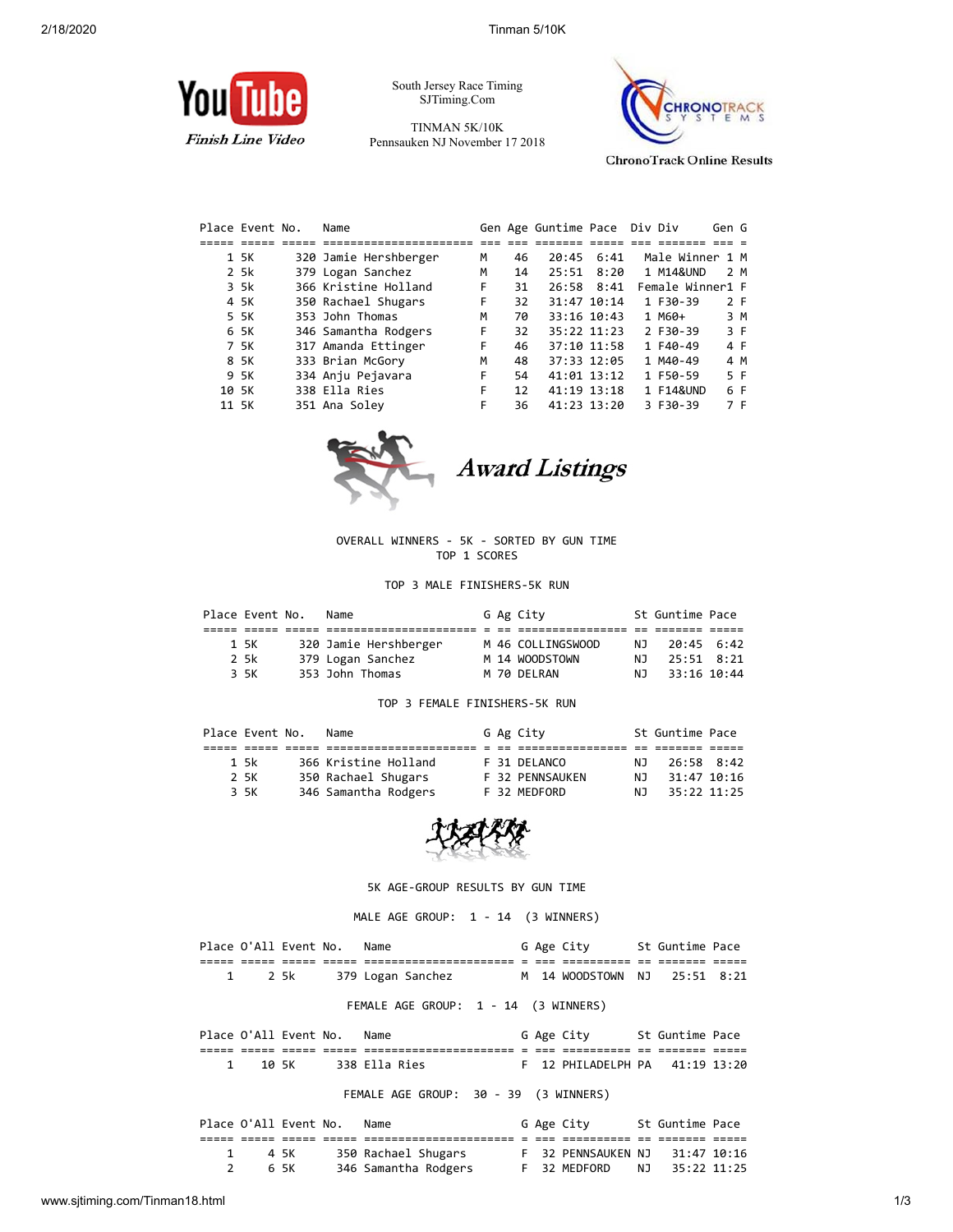Finish Line Video

South Jersey Race Timing
SJTiming.Com

TINMAN 5K/10K
Pennsauken NJ November 17 2018

ChronoTrack Online Results

| Place | Event | No. | Name | Gen | Age | Guntime | Pace | Div | Div | Gen | G |
|---|---|---|---|---|---|---|---|---|---|---|---|
| 1 | 5K | 320 | Jamie Hershberger | M | 46 | 20:45 | 6:41 | | Male Winner | 1 | M |
| 2 | 5k | 379 | Logan Sanchez | M | 14 | 25:51 | 8:20 | 1 | M14&UND | 2 | M |
| 3 | 5k | 366 | Kristine Holland | F | 31 | 26:58 | 8:41 | | Female Winner | 1 | F |
| 4 | 5K | 350 | Rachael Shugars | F | 32 | 31:47 | 10:14 | 1 | F30-39 | 2 | F |
| 5 | 5K | 353 | John Thomas | M | 70 | 33:16 | 10:43 | 1 | M60+ | 3 | M |
| 6 | 5K | 346 | Samantha Rodgers | F | 32 | 35:22 | 11:23 | 2 | F30-39 | 3 | F |
| 7 | 5K | 317 | Amanda Ettinger | F | 46 | 37:10 | 11:58 | 1 | F40-49 | 4 | F |
| 8 | 5K | 333 | Brian McGory | M | 48 | 37:33 | 12:05 | 1 | M40-49 | 4 | M |
| 9 | 5K | 334 | Anju Pejavara | F | 54 | 41:01 | 13:12 | 1 | F50-59 | 5 | F |
| 10 | 5K | 338 | Ella Ries | F | 12 | 41:19 | 13:18 | 1 | F14&UND | 6 | F |
| 11 | 5K | 351 | Ana Soley | F | 36 | 41:23 | 13:20 | 3 | F30-39 | 7 | F |

## Award Listings

OVERALL WINNERS - 5K - SORTED BY GUN TIME
TOP 1 SCORES

TOP 3 MALE FINISHERS-5K RUN

| Place | Event | No. | Name | G | Ag | City | St | Guntime | Pace |
|---|---|---|---|---|---|---|---|---|---|
| 1 | 5K | 320 | Jamie Hershberger | M | 46 | COLLINGSWOOD | NJ | 20:45 | 6:42 |
| 2 | 5k | 379 | Logan Sanchez | M | 14 | WOODSTOWN | NJ | 25:51 | 8:21 |
| 3 | 5K | 353 | John Thomas | M | 70 | DELRAN | NJ | 33:16 | 10:44 |

TOP 3 FEMALE FINISHERS-5K RUN

| Place | Event | No. | Name | G | Ag | City | St | Guntime | Pace |
|---|---|---|---|---|---|---|---|---|---|
| 1 | 5k | 366 | Kristine Holland | F | 31 | DELANCO | NJ | 26:58 | 8:42 |
| 2 | 5K | 350 | Rachael Shugars | F | 32 | PENNSAUKEN | NJ | 31:47 | 10:16 |
| 3 | 5K | 346 | Samantha Rodgers | F | 32 | MEDFORD | NJ | 35:22 | 11:25 |

5K AGE-GROUP RESULTS BY GUN TIME

MALE AGE GROUP: 1 - 14 (3 WINNERS)

| Place | O'All | Event | No. | Name | G | Age | City | St | Guntime | Pace |
|---|---|---|---|---|---|---|---|---|---|---|
| 1 | 2 | 5k | 379 | Logan Sanchez | M | 14 | WOODSTOWN | NJ | 25:51 | 8:21 |

FEMALE AGE GROUP: 1 - 14 (3 WINNERS)

| Place | O'All | Event | No. | Name | G | Age | City | St | Guntime | Pace |
|---|---|---|---|---|---|---|---|---|---|---|
| 1 | 10 | 5K | 338 | Ella Ries | F | 12 | PHILADELPH | PA | 41:19 | 13:20 |

FEMALE AGE GROUP: 30 - 39 (3 WINNERS)

| Place | O'All | Event | No. | Name | G | Age | City | St | Guntime | Pace |
|---|---|---|---|---|---|---|---|---|---|---|
| 1 | 4 | 5K | 350 | Rachael Shugars | F | 32 | PENNSAUKEN | NJ | 31:47 | 10:16 |
| 2 | 6 | 5K | 346 | Samantha Rodgers | F | 32 | MEDFORD | NJ | 35:22 | 11:25 |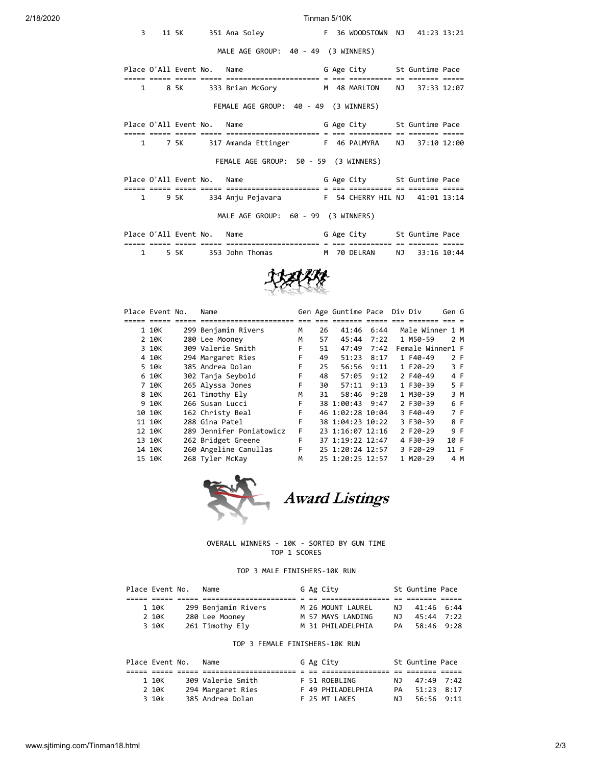| Place | O'All | Event | No. | Name | G | Age | City | St | Guntime | Pace |
|---|---|---|---|---|---|---|---|---|---|---|
| 3 | 11 | 5K | 351 | Ana Soley | F | 36 | WOODSTOWN | NJ | 41:23 | 13:21 |

MALE AGE GROUP: 40 - 49 (3 WINNERS)

| Place | O'All | Event | No. | Name | G | Age | City | St | Guntime | Pace |
|---|---|---|---|---|---|---|---|---|---|---|
| 1 | 8 | 5K | 333 | Brian McGory | M | 48 | MARLTON | NJ | 37:33 | 12:07 |

FEMALE AGE GROUP: 40 - 49 (3 WINNERS)

| Place | O'All | Event | No. | Name | G | Age | City | St | Guntime | Pace |
|---|---|---|---|---|---|---|---|---|---|---|
| 1 | 7 | 5K | 317 | Amanda Ettinger | F | 46 | PALMYRA | NJ | 37:10 | 12:00 |

FEMALE AGE GROUP: 50 - 59 (3 WINNERS)

| Place | O'All | Event | No. | Name | G | Age | City | St | Guntime | Pace |
|---|---|---|---|---|---|---|---|---|---|---|
| 1 | 9 | 5K | 334 | Anju Pejavara | F | 54 | CHERRY HIL | NJ | 41:01 | 13:14 |

MALE AGE GROUP: 60 - 99 (3 WINNERS)

| Place | O'All | Event | No. | Name | G | Age | City | St | Guntime | Pace |
|---|---|---|---|---|---|---|---|---|---|---|
| 1 | 5 | 5K | 353 | John Thomas | M | 70 | DELRAN | NJ | 33:16 | 10:44 |

| Place | Event | No. | Name | Gen | Age | Guntime | Pace | Div | Div | Gen | G |
|---|---|---|---|---|---|---|---|---|---|---|---|
| 1 | 10K | 299 | Benjamin Rivers | M | 26 | 41:46 | 6:44 | Male Winner | | 1 | M |
| 2 | 10K | 280 | Lee Mooney | M | 57 | 45:44 | 7:22 | 1 | M50-59 | 2 | M |
| 3 | 10K | 309 | Valerie Smith | F | 51 | 47:49 | 7:42 | Female Winner | | 1 | F |
| 4 | 10K | 294 | Margaret Ries | F | 49 | 51:23 | 8:17 | 1 | F40-49 | 2 | F |
| 5 | 10k | 385 | Andrea Dolan | F | 25 | 56:56 | 9:11 | 1 | F20-29 | 3 | F |
| 6 | 10K | 302 | Tanja Seybold | F | 48 | 57:05 | 9:12 | 2 | F40-49 | 4 | F |
| 7 | 10K | 265 | Alyssa Jones | F | 30 | 57:11 | 9:13 | 1 | F30-39 | 5 | F |
| 8 | 10K | 261 | Timothy Ely | M | 31 | 58:46 | 9:28 | 1 | M30-39 | 3 | M |
| 9 | 10K | 266 | Susan Lucci | F | 38 | 1:00:43 | 9:47 | 2 | F30-39 | 6 | F |
| 10 | 10K | 162 | Christy Beal | F | 46 | 1:02:28 | 10:04 | 3 | F40-49 | 7 | F |
| 11 | 10K | 288 | Gina Patel | F | 38 | 1:04:23 | 10:22 | 3 | F30-39 | 8 | F |
| 12 | 10K | 289 | Jennifer Poniatowicz | F | 23 | 1:16:07 | 12:16 | 2 | F20-29 | 9 | F |
| 13 | 10K | 262 | Bridget Greene | F | 37 | 1:19:22 | 12:47 | 4 | F30-39 | 10 | F |
| 14 | 10K | 260 | Angeline Canullas | F | 25 | 1:20:24 | 12:57 | 3 | F20-29 | 11 | F |
| 15 | 10K | 268 | Tyler McKay | M | 25 | 1:20:25 | 12:57 | 1 | M20-29 | 4 | M |

## Award Listings

OVERALL WINNERS - 10K - SORTED BY GUN TIME
TOP 1 SCORES

TOP 3 MALE FINISHERS-10K RUN

| Place | Event | No. | Name | G | Ag | City | St | Guntime | Pace |
|---|---|---|---|---|---|---|---|---|---|
| 1 | 10K | 299 | Benjamin Rivers | M | 26 | MOUNT LAUREL | NJ | 41:46 | 6:44 |
| 2 | 10K | 280 | Lee Mooney | M | 57 | MAYS LANDING | NJ | 45:44 | 7:22 |
| 3 | 10K | 261 | Timothy Ely | M | 31 | PHILADELPHIA | PA | 58:46 | 9:28 |

TOP 3 FEMALE FINISHERS-10K RUN

| Place | Event | No. | Name | G | Ag | City | St | Guntime | Pace |
|---|---|---|---|---|---|---|---|---|---|
| 1 | 10K | 309 | Valerie Smith | F | 51 | ROEBLING | NJ | 47:49 | 7:42 |
| 2 | 10K | 294 | Margaret Ries | F | 49 | PHILADELPHIA | PA | 51:23 | 8:17 |
| 3 | 10k | 385 | Andrea Dolan | F | 25 | MT LAKES | NJ | 56:56 | 9:11 |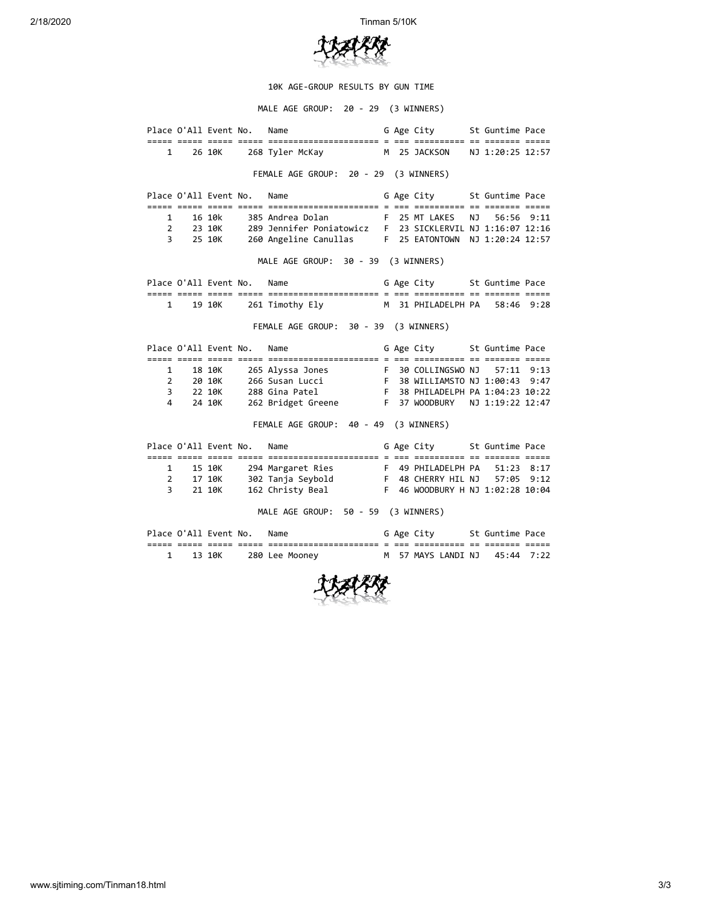10K AGE-GROUP RESULTS BY GUN TIME

MALE AGE GROUP: 20 - 29 (3 WINNERS)

| Place | O'All | Event | No. | Name | G | Age | City | St | Guntime | Pace |
|---|---|---|---|---|---|---|---|---|---|---|
| 1 | 26 | 10K | 268 | Tyler McKay | M | 25 | JACKSON | NJ | 1:20:25 | 12:57 |

FEMALE AGE GROUP: 20 - 29 (3 WINNERS)

| Place | O'All | Event | No. | Name | G | Age | City | St | Guntime | Pace |
|---|---|---|---|---|---|---|---|---|---|---|
| 1 | 16 | 10k | 385 | Andrea Dolan | F | 25 | MT LAKES | NJ | 56:56 | 9:11 |
| 2 | 23 | 10K | 289 | Jennifer Poniatowicz | F | 23 | SICKLERVIL | NJ | 1:16:07 | 12:16 |
| 3 | 25 | 10K | 260 | Angeline Canullas | F | 25 | EATONTOWN | NJ | 1:20:24 | 12:57 |

MALE AGE GROUP: 30 - 39 (3 WINNERS)

| Place | O'All | Event | No. | Name | G | Age | City | St | Guntime | Pace |
|---|---|---|---|---|---|---|---|---|---|---|
| 1 | 19 | 10K | 261 | Timothy Ely | M | 31 | PHILADELPH | PA | 58:46 | 9:28 |

FEMALE AGE GROUP: 30 - 39 (3 WINNERS)

| Place | O'All | Event | No. | Name | G | Age | City | St | Guntime | Pace |
|---|---|---|---|---|---|---|---|---|---|---|
| 1 | 18 | 10K | 265 | Alyssa Jones | F | 30 | COLLINGSWO | NJ | 57:11 | 9:13 |
| 2 | 20 | 10K | 266 | Susan Lucci | F | 38 | WILLIAMSTO | NJ | 1:00:43 | 9:47 |
| 3 | 22 | 10K | 288 | Gina Patel | F | 38 | PHILADELPH | PA | 1:04:23 | 10:22 |
| 4 | 24 | 10K | 262 | Bridget Greene | F | 37 | WOODBURY | NJ | 1:19:22 | 12:47 |

FEMALE AGE GROUP: 40 - 49 (3 WINNERS)

| Place | O'All | Event | No. | Name | G | Age | City | St | Guntime | Pace |
|---|---|---|---|---|---|---|---|---|---|---|
| 1 | 15 | 10K | 294 | Margaret Ries | F | 49 | PHILADELPH | PA | 51:23 | 8:17 |
| 2 | 17 | 10K | 302 | Tanja Seybold | F | 48 | CHERRY HIL | NJ | 57:05 | 9:12 |
| 3 | 21 | 10K | 162 | Christy Beal | F | 46 | WOODBURY H | NJ | 1:02:28 | 10:04 |

MALE AGE GROUP: 50 - 59 (3 WINNERS)

| Place | O'All | Event | No. | Name | G | Age | City | St | Guntime | Pace |
|---|---|---|---|---|---|---|---|---|---|---|
| 1 | 13 | 10K | 280 | Lee Mooney | M | 57 | MAYS LANDI | NJ | 45:44 | 7:22 |